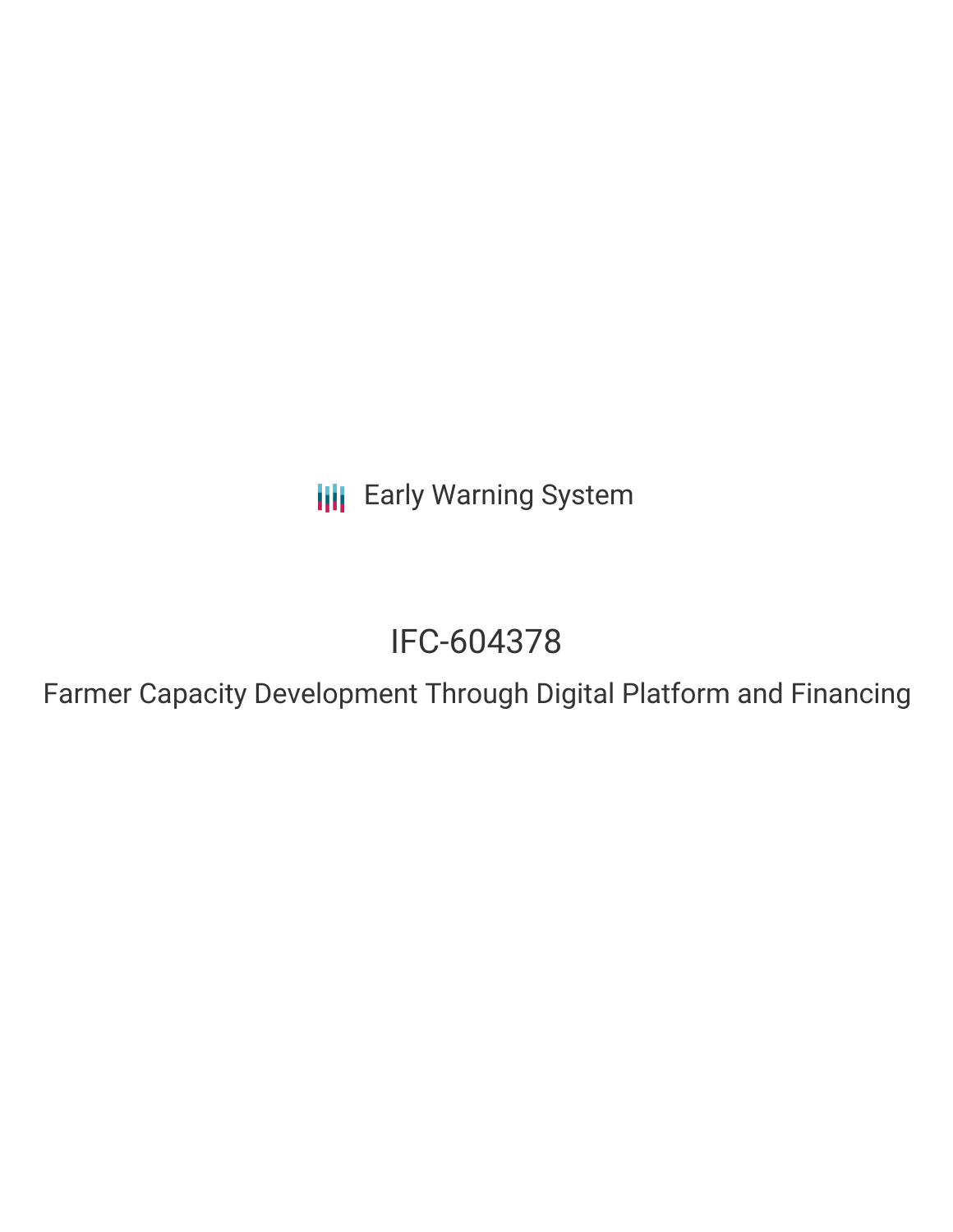Early Warning System

# IFC-604378

## Farmer Capacity Development Through Digital Platform and Financing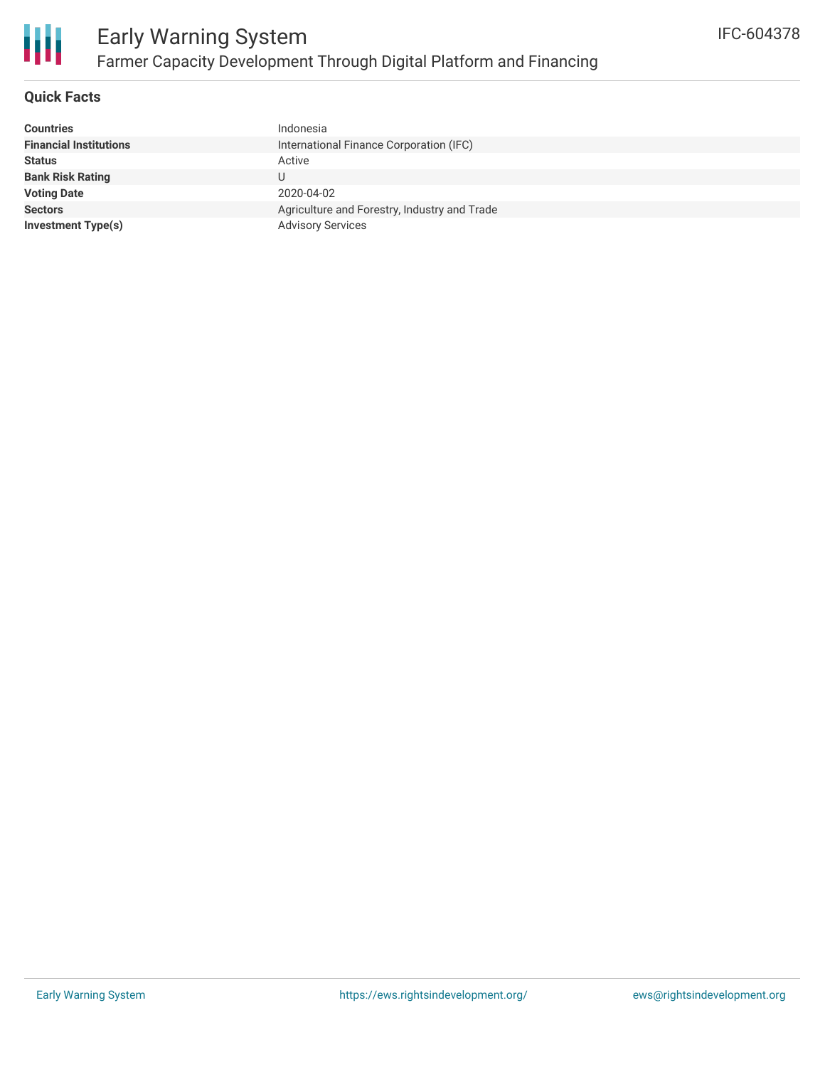# Early Warning System

## Farmer Capacity Development Through Digital Platform and Financing

IFC-604378

### Quick Facts

| | |
|---|---|
| **Countries** | Indonesia |
| **Financial Institutions** | International Finance Corporation (IFC) |
| **Status** | Active |
| **Bank Risk Rating** | U |
| **Voting Date** | 2020-04-02 |
| **Sectors** | Agriculture and Forestry, Industry and Trade |
| **Investment Type(s)** | Advisory Services |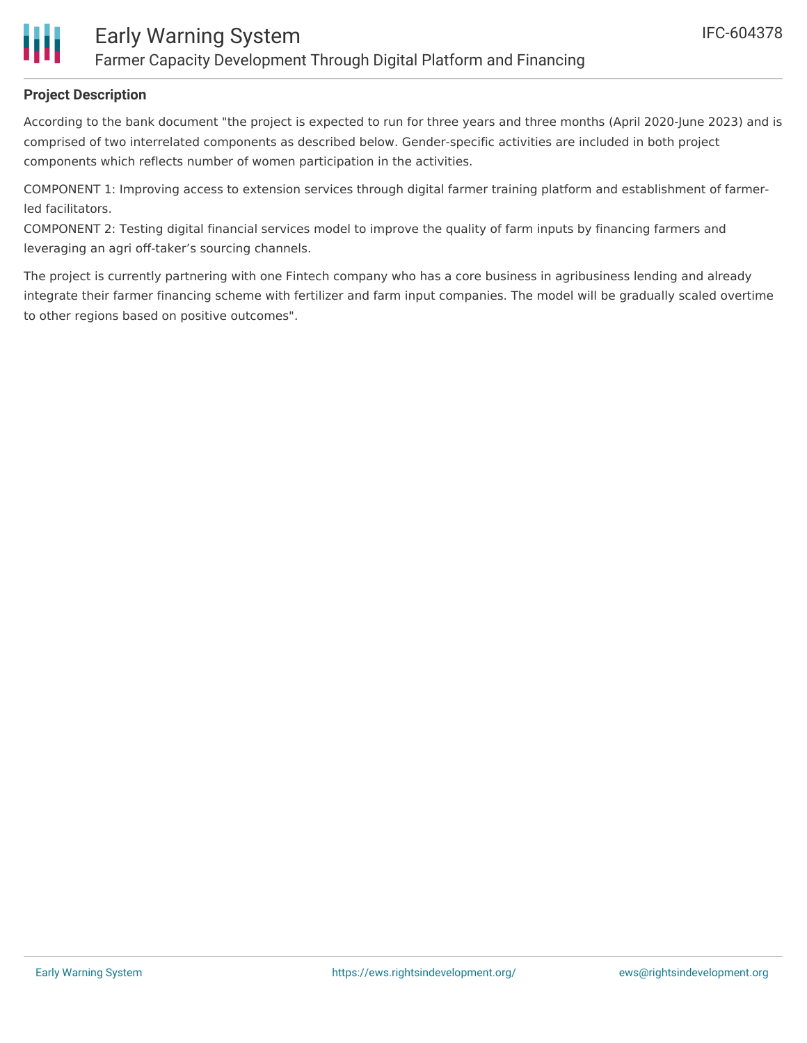## Project Description

According to the bank document "the project is expected to run for three years and three months (April 2020-June 2023) and is comprised of two interrelated components as described below. Gender-specific activities are included in both project components which reflects number of women participation in the activities.

COMPONENT 1: Improving access to extension services through digital farmer training platform and establishment of farmer-led facilitators.
COMPONENT 2: Testing digital financial services model to improve the quality of farm inputs by financing farmers and leveraging an agri off-taker's sourcing channels.

The project is currently partnering with one Fintech company who has a core business in agribusiness lending and already integrate their farmer financing scheme with fertilizer and farm input companies. The model will be gradually scaled overtime to other regions based on positive outcomes".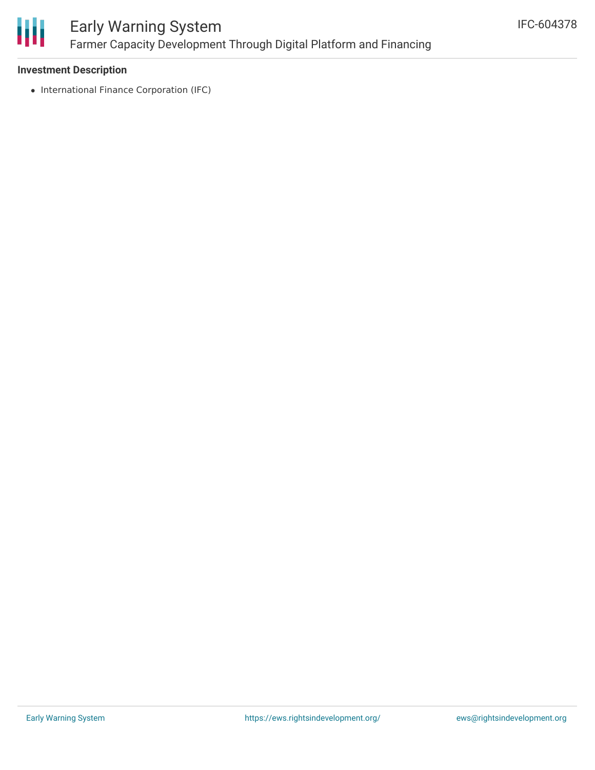### Investment Description

- International Finance Corporation (IFC)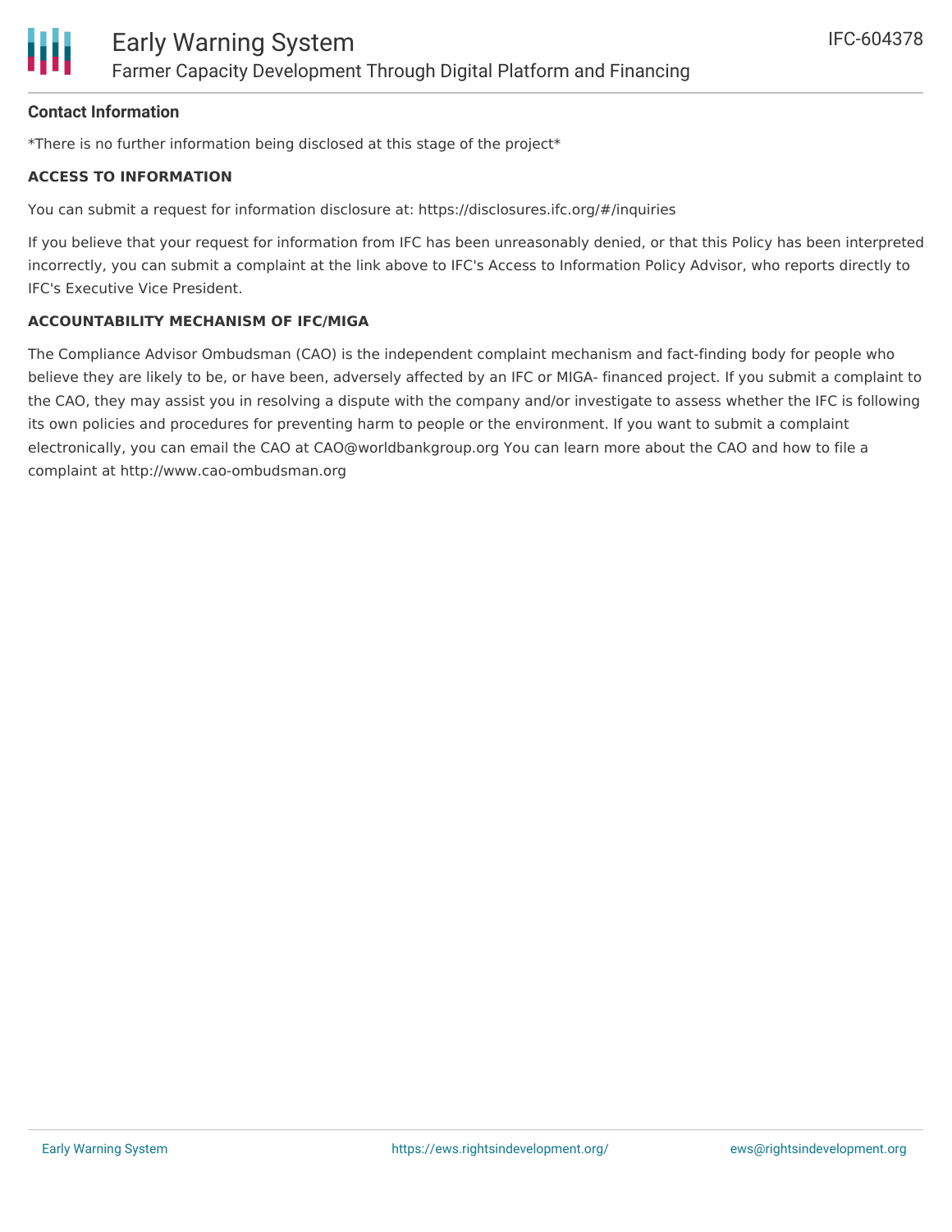### Contact Information

*There is no further information being disclosed at this stage of the project*

**ACCESS TO INFORMATION**

You can submit a request for information disclosure at: https://disclosures.ifc.org/#/inquiries

If you believe that your request for information from IFC has been unreasonably denied, or that this Policy has been interpreted incorrectly, you can submit a complaint at the link above to IFC's Access to Information Policy Advisor, who reports directly to IFC's Executive Vice President.

**ACCOUNTABILITY MECHANISM OF IFC/MIGA**

The Compliance Advisor Ombudsman (CAO) is the independent complaint mechanism and fact-finding body for people who believe they are likely to be, or have been, adversely affected by an IFC or MIGA- financed project. If you submit a complaint to the CAO, they may assist you in resolving a dispute with the company and/or investigate to assess whether the IFC is following its own policies and procedures for preventing harm to people or the environment. If you want to submit a complaint electronically, you can email the CAO at CAO@worldbankgroup.org You can learn more about the CAO and how to file a complaint at http://www.cao-ombudsman.org